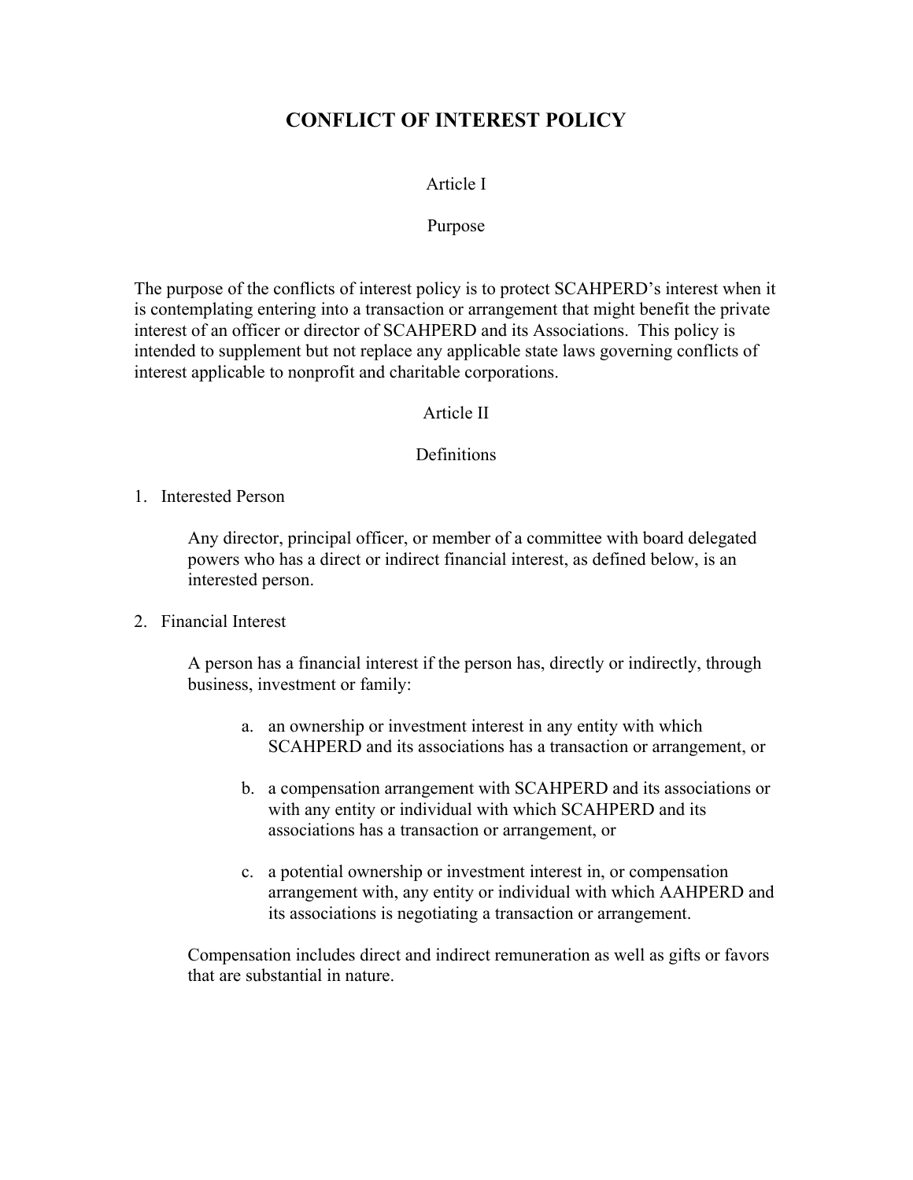# CONFLICT OF INTEREST POLICY

## Article I

## Purpose

The purpose of the conflicts of interest policy is to protect SCAHPERD's interest when it is contemplating entering into a transaction or arrangement that might benefit the private interest of an officer or director of SCAHPERD and its Associations. This policy is intended to supplement but not replace any applicable state laws governing conflicts of interest applicable to nonprofit and charitable corporations.

## Article II

## Definitions

1. Interested Person

   Any director, principal officer, or member of a committee with board delegated powers who has a direct or indirect financial interest, as defined below, is an interested person.

2. Financial Interest

   A person has a financial interest if the person has, directly or indirectly, through business, investment or family:

   a. an ownership or investment interest in any entity with which SCAHPERD and its associations has a transaction or arrangement, or

   b. a compensation arrangement with SCAHPERD and its associations or with any entity or individual with which SCAHPERD and its associations has a transaction or arrangement, or

   c. a potential ownership or investment interest in, or compensation arrangement with, any entity or individual with which AAHPERD and its associations is negotiating a transaction or arrangement.

   Compensation includes direct and indirect remuneration as well as gifts or favors that are substantial in nature.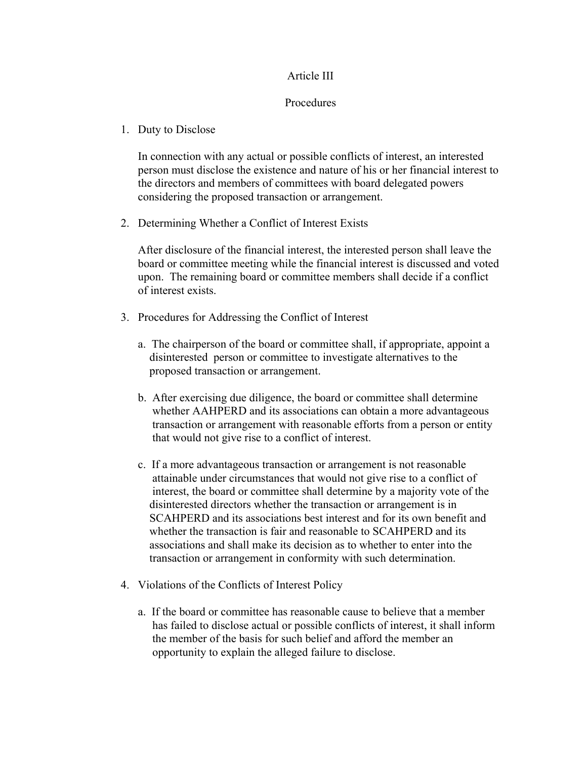# Article III

## Procedures

1. Duty to Disclose

   In connection with any actual or possible conflicts of interest, an interested person must disclose the existence and nature of his or her financial interest to the directors and members of committees with board delegated powers considering the proposed transaction or arrangement.

2. Determining Whether a Conflict of Interest Exists

   After disclosure of the financial interest, the interested person shall leave the board or committee meeting while the financial interest is discussed and voted upon. The remaining board or committee members shall decide if a conflict of interest exists.

3. Procedures for Addressing the Conflict of Interest

   a. The chairperson of the board or committee shall, if appropriate, appoint a disinterested person or committee to investigate alternatives to the proposed transaction or arrangement.

   b. After exercising due diligence, the board or committee shall determine whether AAHPERD and its associations can obtain a more advantageous transaction or arrangement with reasonable efforts from a person or entity that would not give rise to a conflict of interest.

   c. If a more advantageous transaction or arrangement is not reasonable attainable under circumstances that would not give rise to a conflict of interest, the board or committee shall determine by a majority vote of the disinterested directors whether the transaction or arrangement is in SCAHPERD and its associations best interest and for its own benefit and whether the transaction is fair and reasonable to SCAHPERD and its associations and shall make its decision as to whether to enter into the transaction or arrangement in conformity with such determination.

4. Violations of the Conflicts of Interest Policy

   a. If the board or committee has reasonable cause to believe that a member has failed to disclose actual or possible conflicts of interest, it shall inform the member of the basis for such belief and afford the member an opportunity to explain the alleged failure to disclose.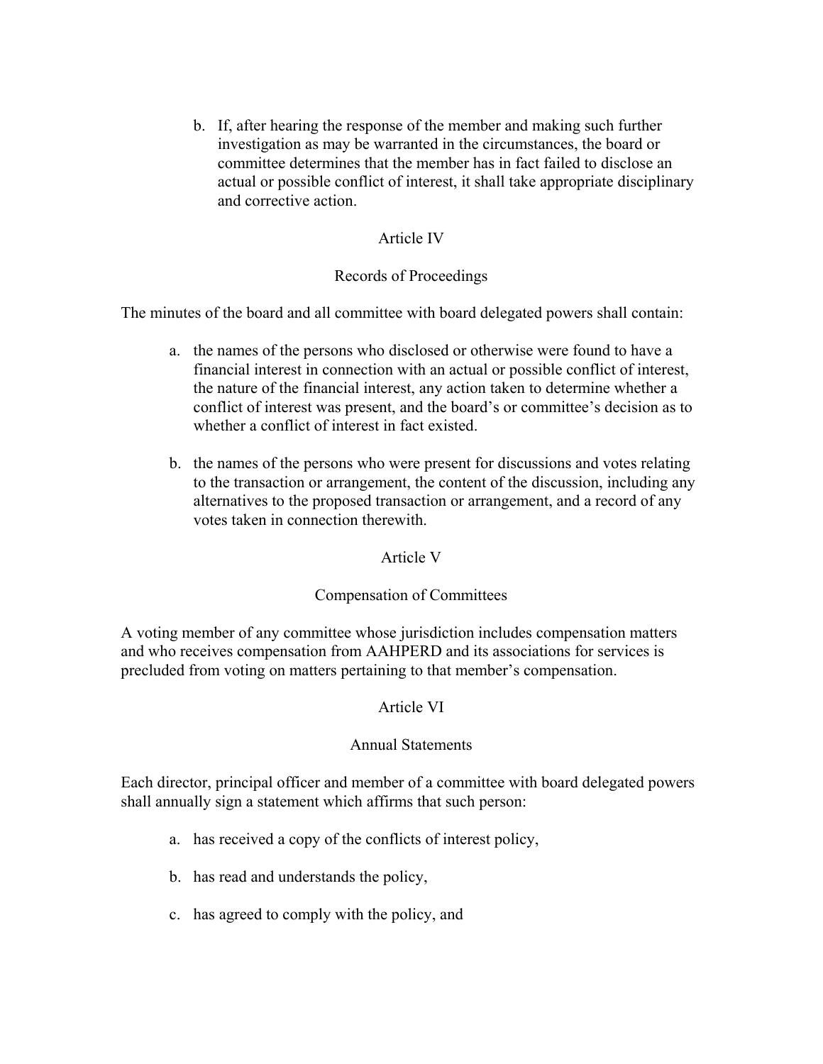b. If, after hearing the response of the member and making such further investigation as may be warranted in the circumstances, the board or committee determines that the member has in fact failed to disclose an actual or possible conflict of interest, it shall take appropriate disciplinary and corrective action.

## Article IV

## Records of Proceedings

The minutes of the board and all committee with board delegated powers shall contain:

a. the names of the persons who disclosed or otherwise were found to have a financial interest in connection with an actual or possible conflict of interest, the nature of the financial interest, any action taken to determine whether a conflict of interest was present, and the board's or committee's decision as to whether a conflict of interest in fact existed.

b. the names of the persons who were present for discussions and votes relating to the transaction or arrangement, the content of the discussion, including any alternatives to the proposed transaction or arrangement, and a record of any votes taken in connection therewith.

## Article V

## Compensation of Committees

A voting member of any committee whose jurisdiction includes compensation matters and who receives compensation from AAHPERD and its associations for services is precluded from voting on matters pertaining to that member's compensation.

## Article VI

## Annual Statements

Each director, principal officer and member of a committee with board delegated powers shall annually sign a statement which affirms that such person:

a. has received a copy of the conflicts of interest policy,

b. has read and understands the policy,

c. has agreed to comply with the policy, and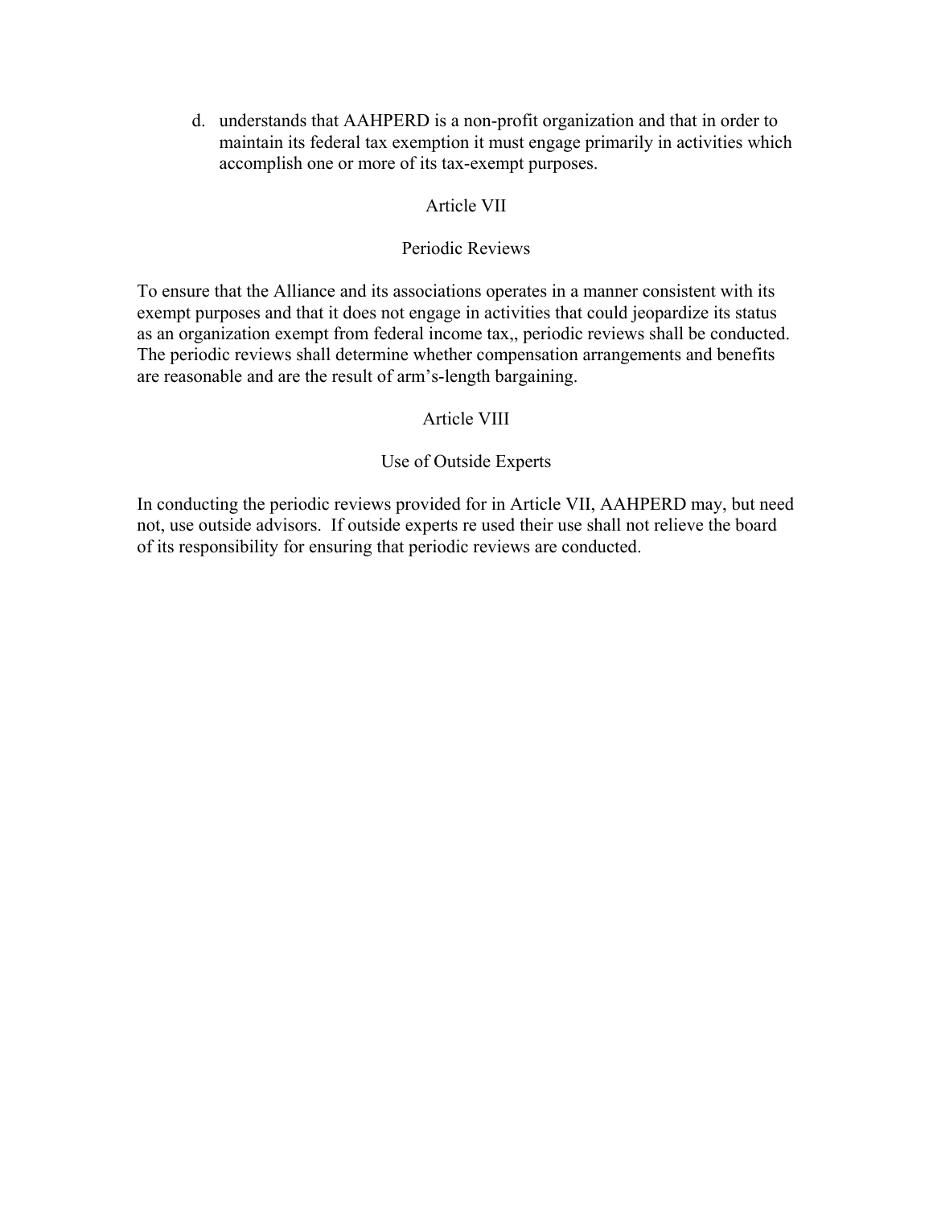d. understands that AAHPERD is a non-profit organization and that in order to maintain its federal tax exemption it must engage primarily in activities which accomplish one or more of its tax-exempt purposes.

## Article VII

## Periodic Reviews

To ensure that the Alliance and its associations operates in a manner consistent with its exempt purposes and that it does not engage in activities that could jeopardize its status as an organization exempt from federal income tax,, periodic reviews shall be conducted. The periodic reviews shall determine whether compensation arrangements and benefits are reasonable and are the result of arm's-length bargaining.

## Article VIII

## Use of Outside Experts

In conducting the periodic reviews provided for in Article VII, AAHPERD may, but need not, use outside advisors. If outside experts re used their use shall not relieve the board of its responsibility for ensuring that periodic reviews are conducted.